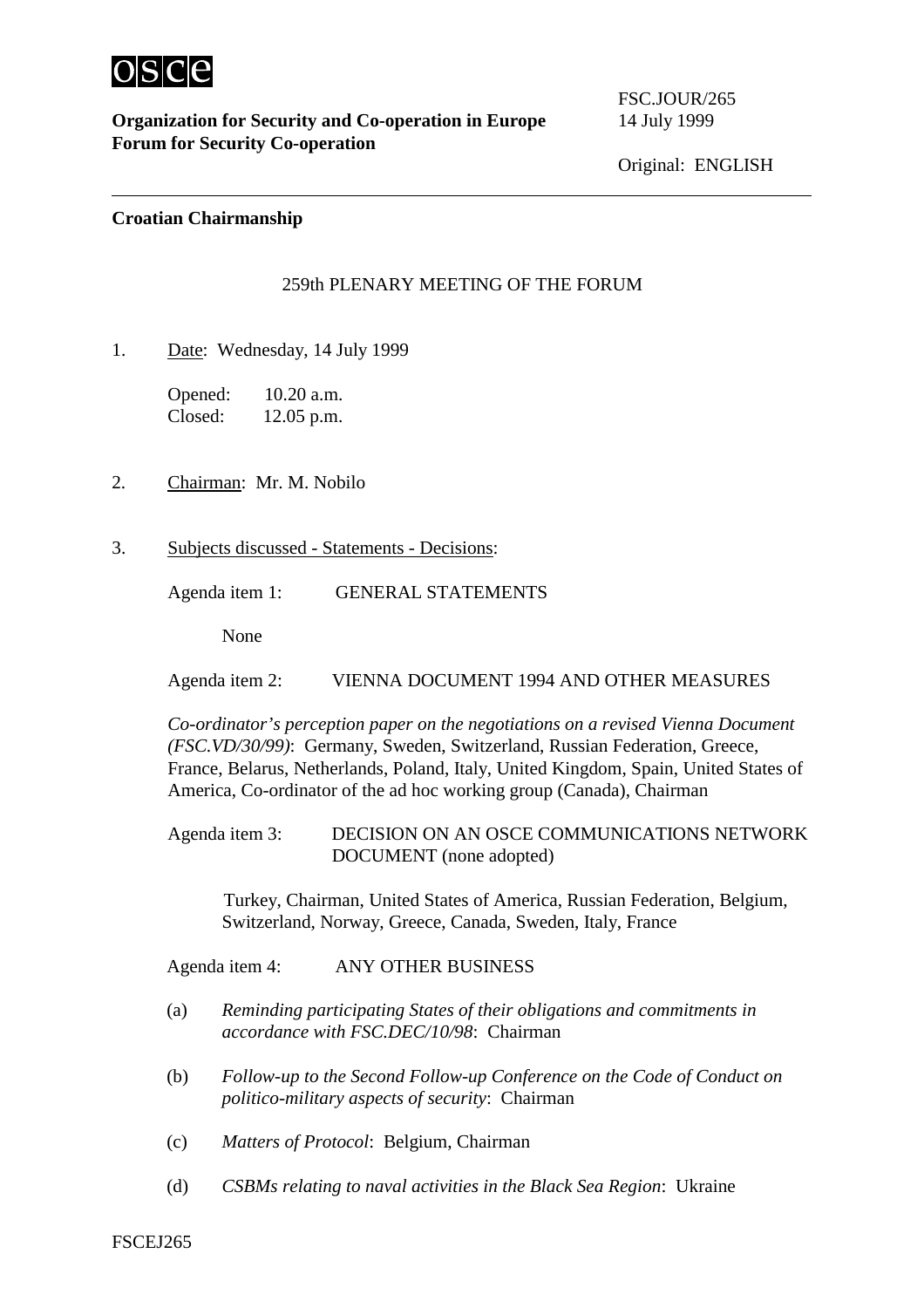OSCE

**Organization for Security and Co-operation in Europe**
**Forum for Security Co-operation**

FSC.JOUR/265
14 July 1999

Original: ENGLISH

**Croatian Chairmanship**

259th PLENARY MEETING OF THE FORUM

1. Date: Wednesday, 14 July 1999

   Opened: 10.20 a.m.
   Closed: 12.05 p.m.

2. Chairman: Mr. M. Nobilo

3. Subjects discussed - Statements - Decisions:

   Agenda item 1: GENERAL STATEMENTS

   None

   Agenda item 2: VIENNA DOCUMENT 1994 AND OTHER MEASURES

   *Co-ordinator's perception paper on the negotiations on a revised Vienna Document (FSC.VD/30/99)*: Germany, Sweden, Switzerland, Russian Federation, Greece, France, Belarus, Netherlands, Poland, Italy, United Kingdom, Spain, United States of America, Co-ordinator of the ad hoc working group (Canada), Chairman

   Agenda item 3: DECISION ON AN OSCE COMMUNICATIONS NETWORK DOCUMENT (none adopted)

   Turkey, Chairman, United States of America, Russian Federation, Belgium, Switzerland, Norway, Greece, Canada, Sweden, Italy, France

   Agenda item 4: ANY OTHER BUSINESS

   (a) *Reminding participating States of their obligations and commitments in accordance with FSC.DEC/10/98*: Chairman

   (b) *Follow-up to the Second Follow-up Conference on the Code of Conduct on politico-military aspects of security*: Chairman

   (c) *Matters of Protocol*: Belgium, Chairman

   (d) *CSBMs relating to naval activities in the Black Sea Region*: Ukraine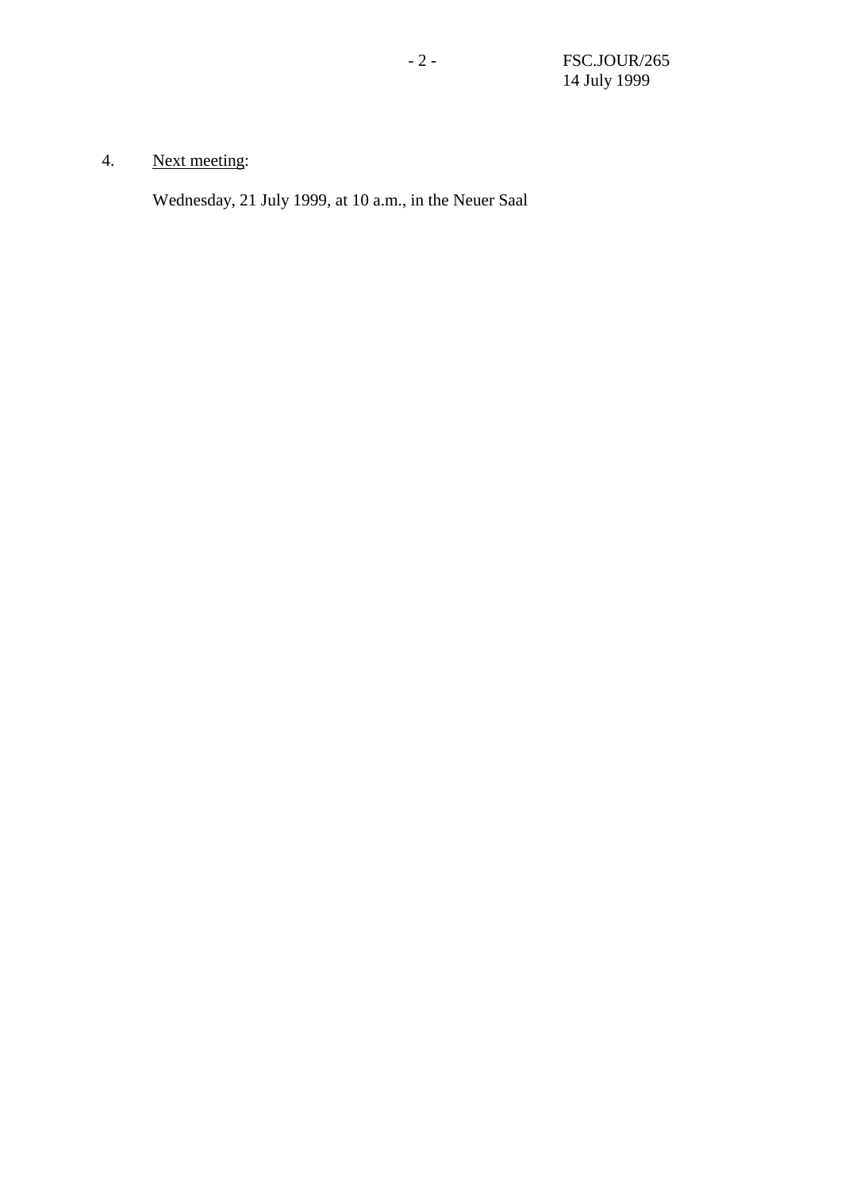4. Next meeting:

Wednesday, 21 July 1999, at 10 a.m., in the Neuer Saal